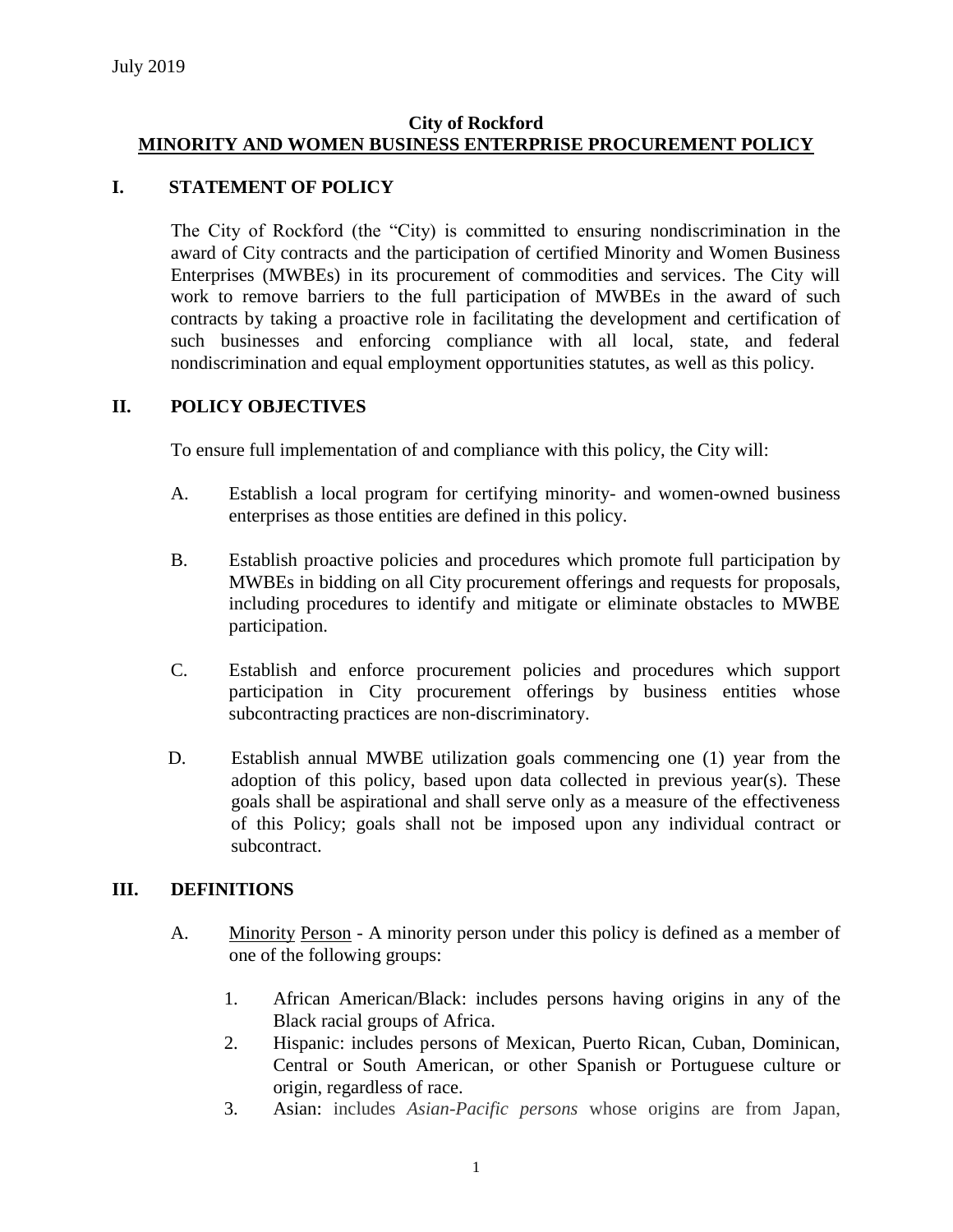July 2019

**City of Rockford**
**MINORITY AND WOMEN BUSINESS ENTERPRISE PROCUREMENT POLICY**

## I. STATEMENT OF POLICY

The City of Rockford (the "City) is committed to ensuring nondiscrimination in the award of City contracts and the participation of certified Minority and Women Business Enterprises (MWBEs) in its procurement of commodities and services. The City will work to remove barriers to the full participation of MWBEs in the award of such contracts by taking a proactive role in facilitating the development and certification of such businesses and enforcing compliance with all local, state, and federal nondiscrimination and equal employment opportunities statutes, as well as this policy.

## II. POLICY OBJECTIVES

To ensure full implementation of and compliance with this policy, the City will:

A. Establish a local program for certifying minority- and women-owned business enterprises as those entities are defined in this policy.

B. Establish proactive policies and procedures which promote full participation by MWBEs in bidding on all City procurement offerings and requests for proposals, including procedures to identify and mitigate or eliminate obstacles to MWBE participation.

C. Establish and enforce procurement policies and procedures which support participation in City procurement offerings by business entities whose subcontracting practices are non-discriminatory.

D. Establish annual MWBE utilization goals commencing one (1) year from the adoption of this policy, based upon data collected in previous year(s). These goals shall be aspirational and shall serve only as a measure of the effectiveness of this Policy; goals shall not be imposed upon any individual contract or subcontract.

## III. DEFINITIONS

A. Minority Person - A minority person under this policy is defined as a member of one of the following groups:

1. African American/Black: includes persons having origins in any of the Black racial groups of Africa.
2. Hispanic: includes persons of Mexican, Puerto Rican, Cuban, Dominican, Central or South American, or other Spanish or Portuguese culture or origin, regardless of race.
3. Asian: includes *Asian-Pacific persons* whose origins are from Japan,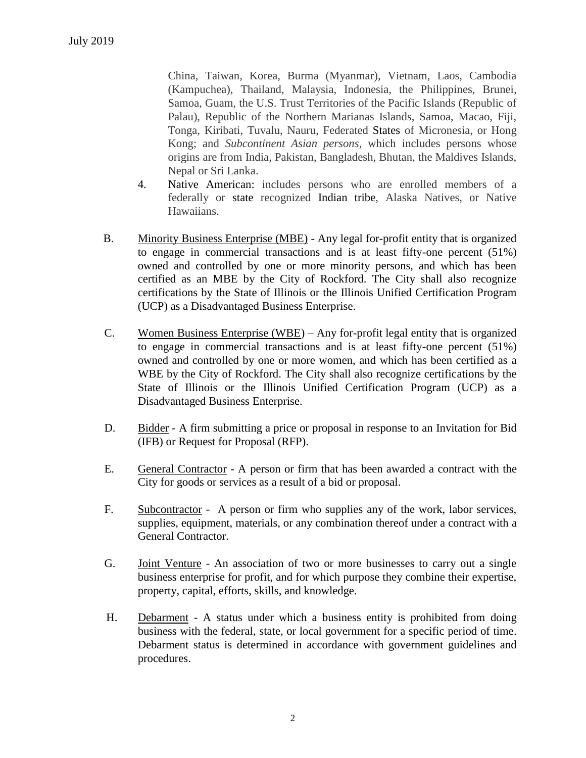China, Taiwan, Korea, Burma (Myanmar), Vietnam, Laos, Cambodia (Kampuchea), Thailand, Malaysia, Indonesia, the Philippines, Brunei, Samoa, Guam, the U.S. Trust Territories of the Pacific Islands (Republic of Palau), Republic of the Northern Marianas Islands, Samoa, Macao, Fiji, Tonga, Kiribati, Tuvalu, Nauru, Federated States of Micronesia, or Hong Kong; and *Subcontinent Asian persons*, which includes persons whose origins are from India, Pakistan, Bangladesh, Bhutan, the Maldives Islands, Nepal or Sri Lanka.

4. Native American: includes persons who are enrolled members of a federally or state recognized Indian tribe, Alaska Natives, or Native Hawaiians.

B. <u>Minority Business Enterprise (MBE)</u> - Any legal for-profit entity that is organized to engage in commercial transactions and is at least fifty-one percent (51%) owned and controlled by one or more minority persons, and which has been certified as an MBE by the City of Rockford. The City shall also recognize certifications by the State of Illinois or the Illinois Unified Certification Program (UCP) as a Disadvantaged Business Enterprise.

C. <u>Women Business Enterprise (WBE)</u> – Any for-profit legal entity that is organized to engage in commercial transactions and is at least fifty-one percent (51%) owned and controlled by one or more women, and which has been certified as a WBE by the City of Rockford. The City shall also recognize certifications by the State of Illinois or the Illinois Unified Certification Program (UCP) as a Disadvantaged Business Enterprise.

D. <u>Bidder</u> - A firm submitting a price or proposal in response to an Invitation for Bid (IFB) or Request for Proposal (RFP).

E. <u>General Contractor</u> - A person or firm that has been awarded a contract with the City for goods or services as a result of a bid or proposal.

F. <u>Subcontractor</u> - A person or firm who supplies any of the work, labor services, supplies, equipment, materials, or any combination thereof under a contract with a General Contractor.

G. <u>Joint Venture</u> - An association of two or more businesses to carry out a single business enterprise for profit, and for which purpose they combine their expertise, property, capital, efforts, skills, and knowledge.

H. <u>Debarment</u> - A status under which a business entity is prohibited from doing business with the federal, state, or local government for a specific period of time. Debarment status is determined in accordance with government guidelines and procedures.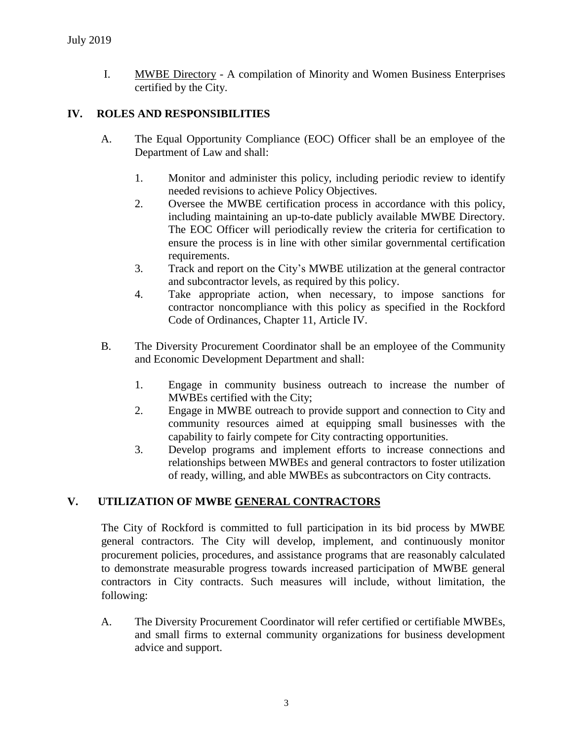I. <u>MWBE Directory</u> - A compilation of Minority and Women Business Enterprises certified by the City.

## IV. ROLES AND RESPONSIBILITIES

A. The Equal Opportunity Compliance (EOC) Officer shall be an employee of the Department of Law and shall:

1. Monitor and administer this policy, including periodic review to identify needed revisions to achieve Policy Objectives.
2. Oversee the MWBE certification process in accordance with this policy, including maintaining an up-to-date publicly available MWBE Directory. The EOC Officer will periodically review the criteria for certification to ensure the process is in line with other similar governmental certification requirements.
3. Track and report on the City's MWBE utilization at the general contractor and subcontractor levels, as required by this policy.
4. Take appropriate action, when necessary, to impose sanctions for contractor noncompliance with this policy as specified in the Rockford Code of Ordinances, Chapter 11, Article IV.

B. The Diversity Procurement Coordinator shall be an employee of the Community and Economic Development Department and shall:

1. Engage in community business outreach to increase the number of MWBEs certified with the City;
2. Engage in MWBE outreach to provide support and connection to City and community resources aimed at equipping small businesses with the capability to fairly compete for City contracting opportunities.
3. Develop programs and implement efforts to increase connections and relationships between MWBEs and general contractors to foster utilization of ready, willing, and able MWBEs as subcontractors on City contracts.

## V. UTILIZATION OF MWBE <u>GENERAL CONTRACTORS</u>

The City of Rockford is committed to full participation in its bid process by MWBE general contractors. The City will develop, implement, and continuously monitor procurement policies, procedures, and assistance programs that are reasonably calculated to demonstrate measurable progress towards increased participation of MWBE general contractors in City contracts. Such measures will include, without limitation, the following:

A. The Diversity Procurement Coordinator will refer certified or certifiable MWBEs, and small firms to external community organizations for business development advice and support.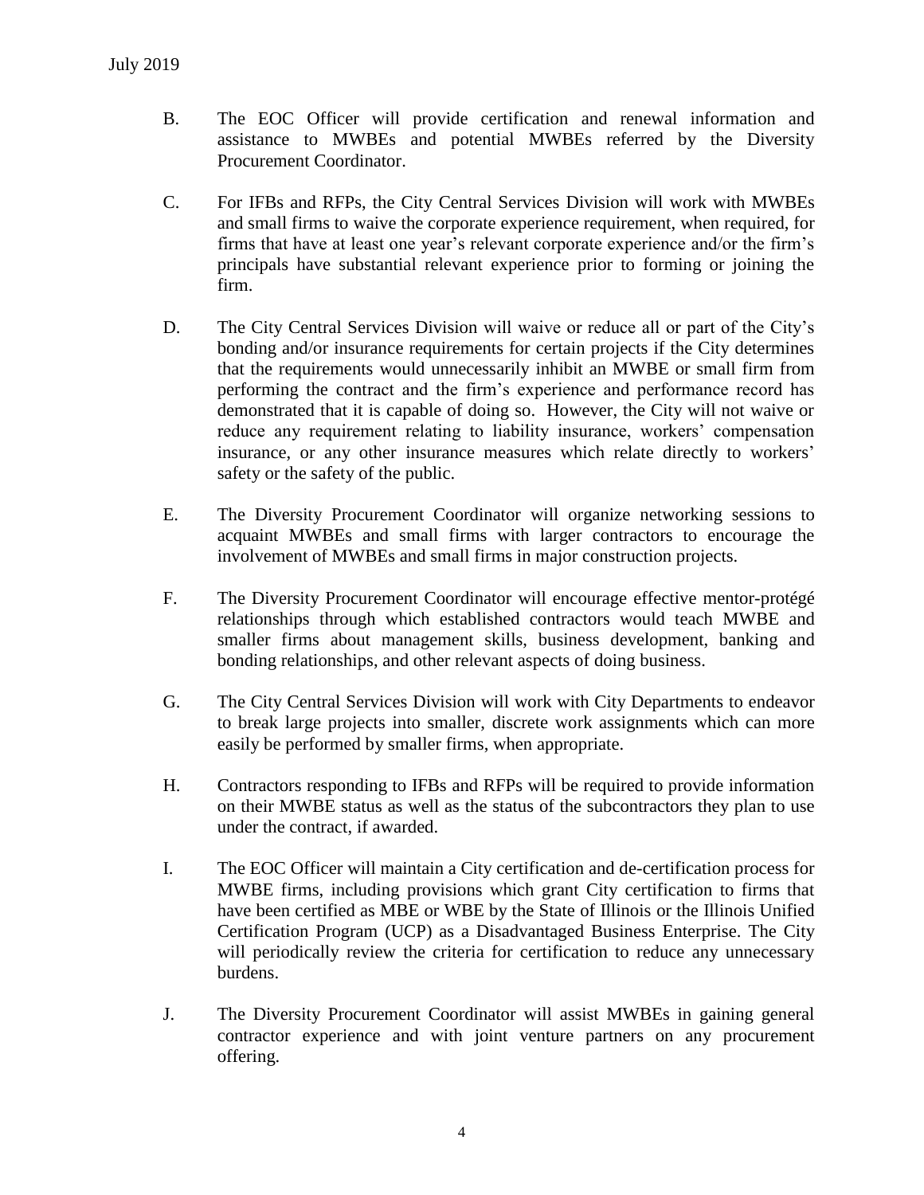B. The EOC Officer will provide certification and renewal information and assistance to MWBEs and potential MWBEs referred by the Diversity Procurement Coordinator.

C. For IFBs and RFPs, the City Central Services Division will work with MWBEs and small firms to waive the corporate experience requirement, when required, for firms that have at least one year's relevant corporate experience and/or the firm's principals have substantial relevant experience prior to forming or joining the firm.

D. The City Central Services Division will waive or reduce all or part of the City's bonding and/or insurance requirements for certain projects if the City determines that the requirements would unnecessarily inhibit an MWBE or small firm from performing the contract and the firm's experience and performance record has demonstrated that it is capable of doing so. However, the City will not waive or reduce any requirement relating to liability insurance, workers' compensation insurance, or any other insurance measures which relate directly to workers' safety or the safety of the public.

E. The Diversity Procurement Coordinator will organize networking sessions to acquaint MWBEs and small firms with larger contractors to encourage the involvement of MWBEs and small firms in major construction projects.

F. The Diversity Procurement Coordinator will encourage effective mentor-protégé relationships through which established contractors would teach MWBE and smaller firms about management skills, business development, banking and bonding relationships, and other relevant aspects of doing business.

G. The City Central Services Division will work with City Departments to endeavor to break large projects into smaller, discrete work assignments which can more easily be performed by smaller firms, when appropriate.

H. Contractors responding to IFBs and RFPs will be required to provide information on their MWBE status as well as the status of the subcontractors they plan to use under the contract, if awarded.

I. The EOC Officer will maintain a City certification and de-certification process for MWBE firms, including provisions which grant City certification to firms that have been certified as MBE or WBE by the State of Illinois or the Illinois Unified Certification Program (UCP) as a Disadvantaged Business Enterprise. The City will periodically review the criteria for certification to reduce any unnecessary burdens.

J. The Diversity Procurement Coordinator will assist MWBEs in gaining general contractor experience and with joint venture partners on any procurement offering.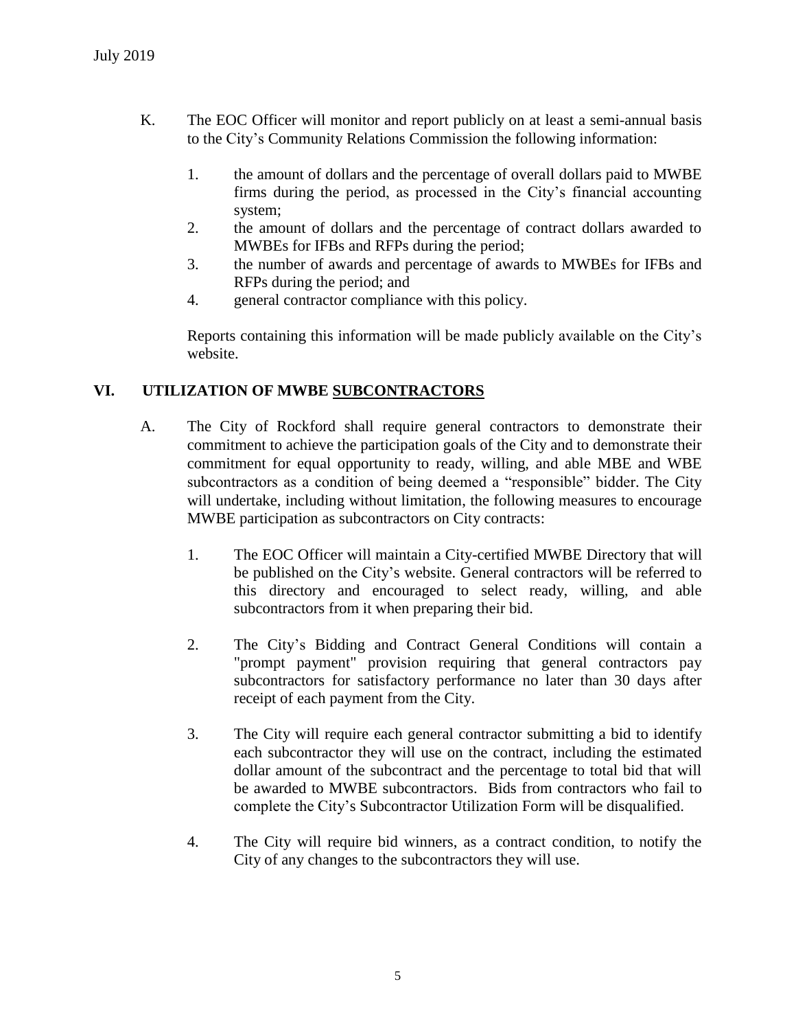K. The EOC Officer will monitor and report publicly on at least a semi-annual basis to the City's Community Relations Commission the following information:

1. the amount of dollars and the percentage of overall dollars paid to MWBE firms during the period, as processed in the City's financial accounting system;
2. the amount of dollars and the percentage of contract dollars awarded to MWBEs for IFBs and RFPs during the period;
3. the number of awards and percentage of awards to MWBEs for IFBs and RFPs during the period; and
4. general contractor compliance with this policy.

Reports containing this information will be made publicly available on the City's website.

## VI. UTILIZATION OF MWBE <u>SUBCONTRACTORS</u>

A. The City of Rockford shall require general contractors to demonstrate their commitment to achieve the participation goals of the City and to demonstrate their commitment for equal opportunity to ready, willing, and able MBE and WBE subcontractors as a condition of being deemed a "responsible" bidder. The City will undertake, including without limitation, the following measures to encourage MWBE participation as subcontractors on City contracts:

1. The EOC Officer will maintain a City-certified MWBE Directory that will be published on the City's website. General contractors will be referred to this directory and encouraged to select ready, willing, and able subcontractors from it when preparing their bid.

2. The City's Bidding and Contract General Conditions will contain a "prompt payment" provision requiring that general contractors pay subcontractors for satisfactory performance no later than 30 days after receipt of each payment from the City.

3. The City will require each general contractor submitting a bid to identify each subcontractor they will use on the contract, including the estimated dollar amount of the subcontract and the percentage to total bid that will be awarded to MWBE subcontractors. Bids from contractors who fail to complete the City's Subcontractor Utilization Form will be disqualified.

4. The City will require bid winners, as a contract condition, to notify the City of any changes to the subcontractors they will use.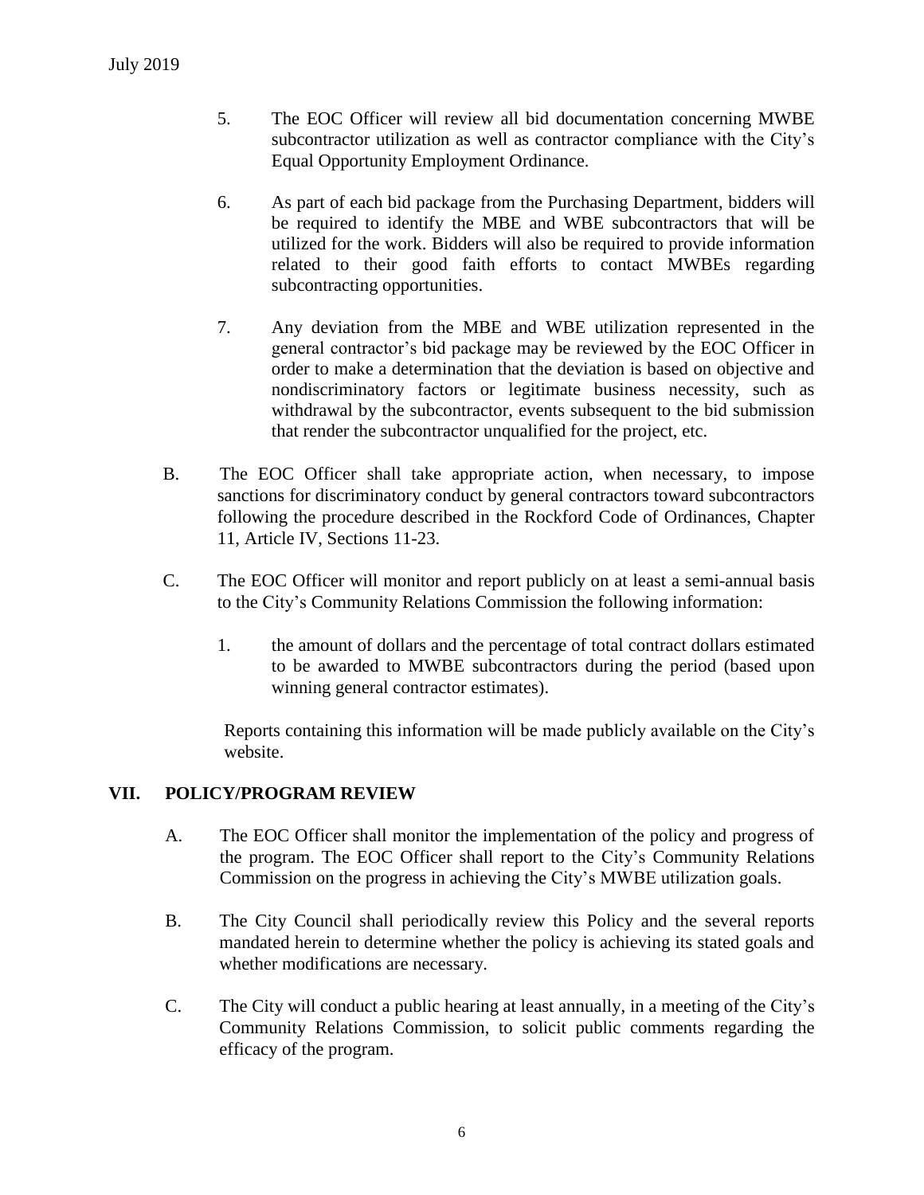5. The EOC Officer will review all bid documentation concerning MWBE subcontractor utilization as well as contractor compliance with the City's Equal Opportunity Employment Ordinance.

6. As part of each bid package from the Purchasing Department, bidders will be required to identify the MBE and WBE subcontractors that will be utilized for the work. Bidders will also be required to provide information related to their good faith efforts to contact MWBEs regarding subcontracting opportunities.

7. Any deviation from the MBE and WBE utilization represented in the general contractor's bid package may be reviewed by the EOC Officer in order to make a determination that the deviation is based on objective and nondiscriminatory factors or legitimate business necessity, such as withdrawal by the subcontractor, events subsequent to the bid submission that render the subcontractor unqualified for the project, etc.

B. The EOC Officer shall take appropriate action, when necessary, to impose sanctions for discriminatory conduct by general contractors toward subcontractors following the procedure described in the Rockford Code of Ordinances, Chapter 11, Article IV, Sections 11-23.

C. The EOC Officer will monitor and report publicly on at least a semi-annual basis to the City's Community Relations Commission the following information:

1. the amount of dollars and the percentage of total contract dollars estimated to be awarded to MWBE subcontractors during the period (based upon winning general contractor estimates).

Reports containing this information will be made publicly available on the City's website.

## VII. POLICY/PROGRAM REVIEW

A. The EOC Officer shall monitor the implementation of the policy and progress of the program. The EOC Officer shall report to the City's Community Relations Commission on the progress in achieving the City's MWBE utilization goals.

B. The City Council shall periodically review this Policy and the several reports mandated herein to determine whether the policy is achieving its stated goals and whether modifications are necessary.

C. The City will conduct a public hearing at least annually, in a meeting of the City's Community Relations Commission, to solicit public comments regarding the efficacy of the program.